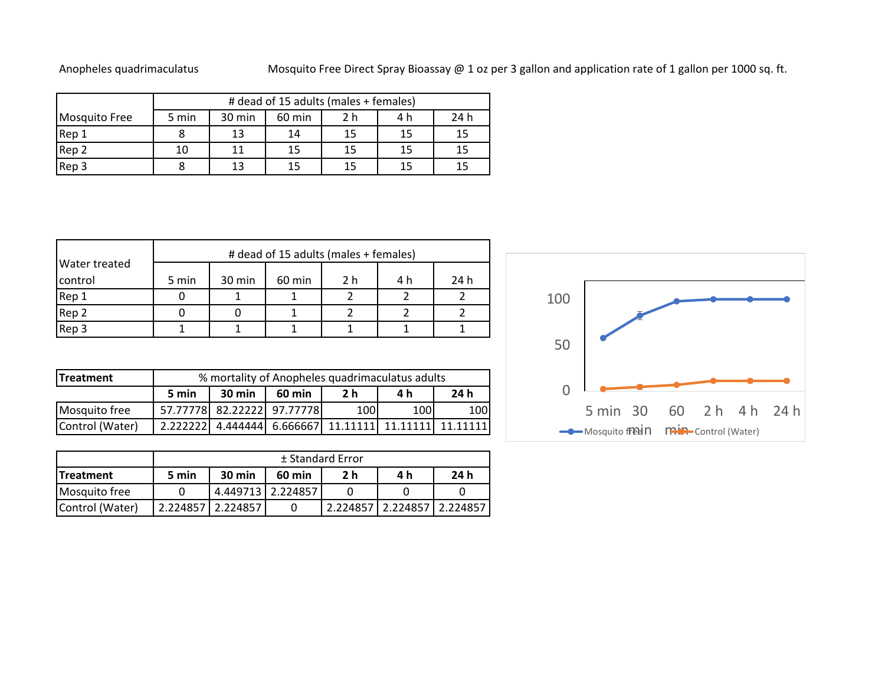*Anopheles quadrimaculatus*

Mosquito Free Direct Spray Bioassay @ 1 oz per 3 gallon and application rate of 1 gallon per 1000 sq. ft.

| | # dead of 15 adults (males + females) | | | | | |
|---|---|---|---|---|---|---|
| Mosquito Free | 5 min | 30 min | 60 min | 2 h | 4 h | 24 h |
| Rep 1 | 8 | 13 | 14 | 15 | 15 | 15 |
| Rep 2 | 10 | 11 | 15 | 15 | 15 | 15 |
| Rep 3 | 8 | 13 | 15 | 15 | 15 | 15 |

| | # dead of 15 adults (males + females) | | | | | |
|---|---|---|---|---|---|---|
| Water treated control | 5 min | 30 min | 60 min | 2 h | 4 h | 24 h |
| Rep 1 | 0 | 1 | 1 | 2 | 2 | 2 |
| Rep 2 | 0 | 0 | 1 | 2 | 2 | 2 |
| Rep 3 | 1 | 1 | 1 | 1 | 1 | 1 |

| **Treatment** | % mortality of Anopheles quadrimaculatus adults | | | | | |
|---|---|---|---|---|---|---|
| | **5 min** | **30 min** | **60 min** | **2 h** | **4 h** | **24 h** |
| Mosquito free | 57.77778 | 82.22222 | 97.77778 | 100 | 100 | 100 |
| Control (Water) | 2.222222 | 4.444444 | 6.666667 | 11.11111 | 11.11111 | 11.11111 |

| | ± Standard Error | | | | | |
|---|---|---|---|---|---|---|
| **Treatment** | **5 min** | **30 min** | **60 min** | **2 h** | **4 h** | **24 h** |
| Mosquito free | 0 | 4.449713 | 2.224857 | 0 | 0 | 0 |
| Control (Water) | 2.224857 | 2.224857 | 0 | 2.224857 | 2.224857 | 2.224857 |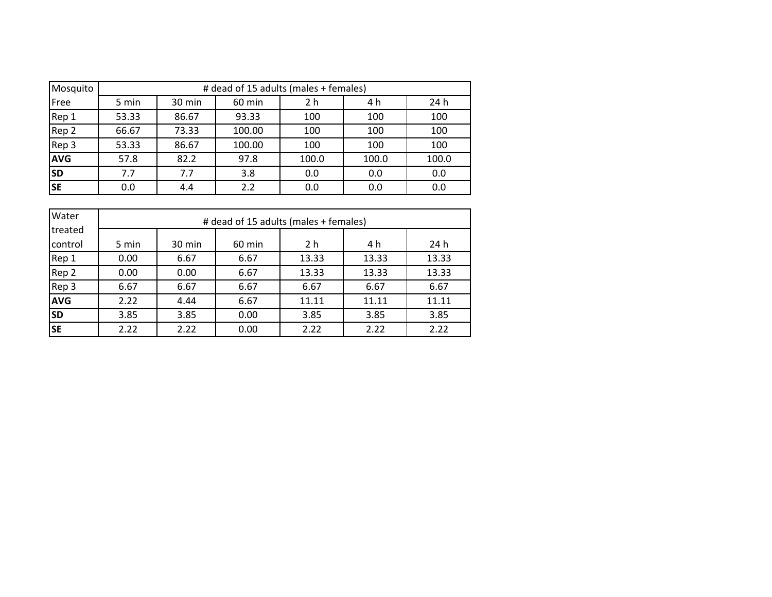| Mosquito Free | # dead of 15 adults (males + females) | | | | | |
|---|---|---|---|---|---|---|
| | 5 min | 30 min | 60 min | 2 h | 4 h | 24 h |
| Rep 1 | 53.33 | 86.67 | 93.33 | 100 | 100 | 100 |
| Rep 2 | 66.67 | 73.33 | 100.00 | 100 | 100 | 100 |
| Rep 3 | 53.33 | 86.67 | 100.00 | 100 | 100 | 100 |
| **AVG** | 57.8 | 82.2 | 97.8 | 100.0 | 100.0 | 100.0 |
| **SD** | 7.7 | 7.7 | 3.8 | 0.0 | 0.0 | 0.0 |
| **SE** | 0.0 | 4.4 | 2.2 | 0.0 | 0.0 | 0.0 |

| Water treated control | # dead of 15 adults (males + females) | | | | | |
|---|---|---|---|---|---|---|
| | 5 min | 30 min | 60 min | 2 h | 4 h | 24 h |
| Rep 1 | 0.00 | 6.67 | 6.67 | 13.33 | 13.33 | 13.33 |
| Rep 2 | 0.00 | 0.00 | 6.67 | 13.33 | 13.33 | 13.33 |
| Rep 3 | 6.67 | 6.67 | 6.67 | 6.67 | 6.67 | 6.67 |
| **AVG** | 2.22 | 4.44 | 6.67 | 11.11 | 11.11 | 11.11 |
| **SD** | 3.85 | 3.85 | 0.00 | 3.85 | 3.85 | 3.85 |
| **SE** | 2.22 | 2.22 | 0.00 | 2.22 | 2.22 | 2.22 |